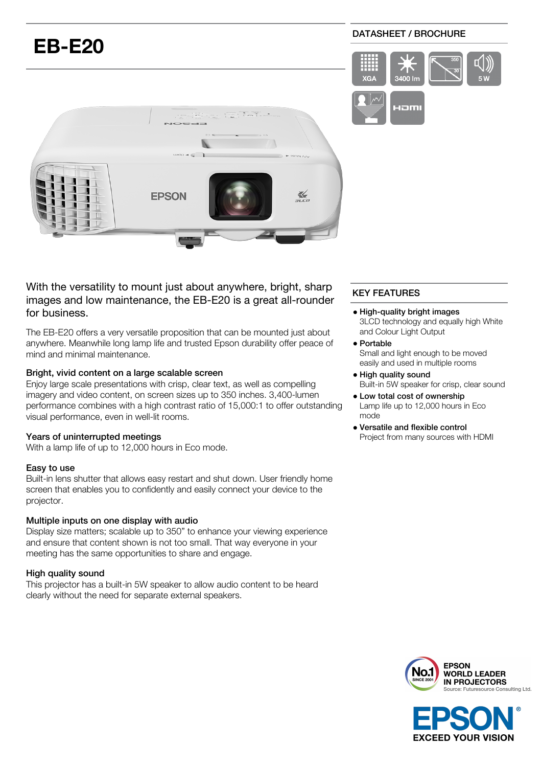# EB-E20

DATASHEET / BROCHURE

XGA | 3400 lm | 350 30 | 5 W | HDMI

With the versatility to mount just about anywhere, bright, sharp images and low maintenance, the EB-E20 is a great all-rounder for business.

The EB-E20 offers a very versatile proposition that can be mounted just about anywhere. Meanwhile long lamp life and trusted Epson durability offer peace of mind and minimal maintenance.

### Bright, vivid content on a large scalable screen

Enjoy large scale presentations with crisp, clear text, as well as compelling imagery and video content, on screen sizes up to 350 inches. 3,400-lumen performance combines with a high contrast ratio of 15,000:1 to offer outstanding visual performance, even in well-lit rooms.

### Years of uninterrupted meetings

With a lamp life of up to 12,000 hours in Eco mode.

### Easy to use

Built-in lens shutter that allows easy restart and shut down. User friendly home screen that enables you to confidently and easily connect your device to the projector.

### Multiple inputs on one display with audio

Display size matters; scalable up to 350" to enhance your viewing experience and ensure that content shown is not too small. That way everyone in your meeting has the same opportunities to share and engage.

### High quality sound

This projector has a built-in 5W speaker to allow audio content to be heard clearly without the need for separate external speakers.

## KEY FEATURES

- **High-quality bright images**
  3LCD technology and equally high White and Colour Light Output
- **Portable**
  Small and light enough to be moved easily and used in multiple rooms
- **High quality sound**
  Built-in 5W speaker for crisp, clear sound
- **Low total cost of ownership**
  Lamp life up to 12,000 hours in Eco mode
- **Versatile and flexible control**
  Project from many sources with HDMI

No.1 SINCE 2001 EPSON WORLD LEADER IN PROJECTORS
Source: Futuresource Consulting Ltd.

EPSON®
EXCEED YOUR VISION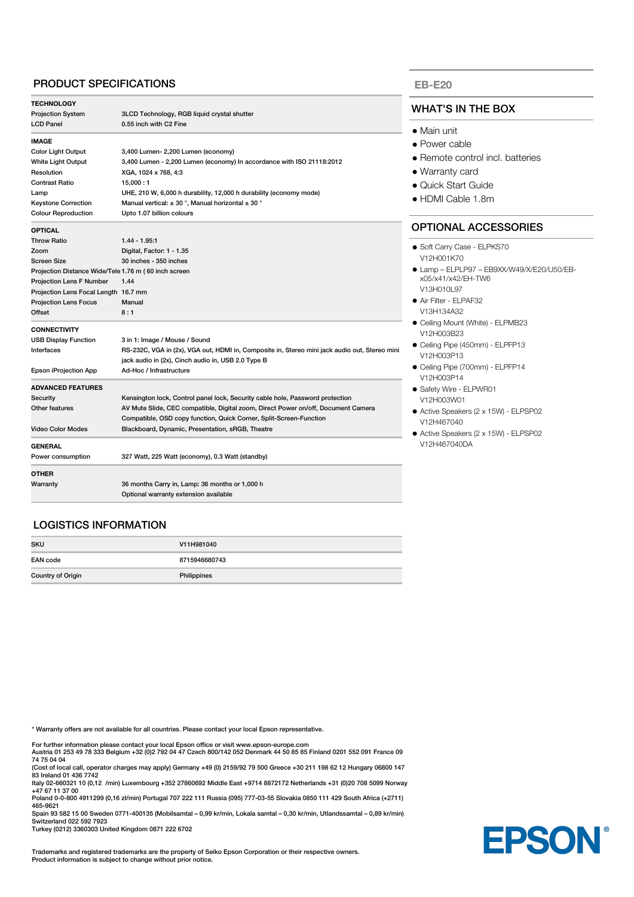## PRODUCT SPECIFICATIONS

| | |
|---|---|
| **TECHNOLOGY** | |
| Projection System | 3LCD Technology, RGB liquid crystal shutter |
| LCD Panel | 0.55 inch with C2 Fine |
| **IMAGE** | |
| Color Light Output | 3,400 Lumen- 2,200 Lumen (economy) |
| White Light Output | 3,400 Lumen - 2,200 Lumen (economy) In accordance with ISO 21118:2012 |
| Resolution | XGA, 1024 x 768, 4:3 |
| Contrast Ratio | 15,000 : 1 |
| Lamp | UHE, 210 W, 6,000 h durability, 12,000 h durability (economy mode) |
| Keystone Correction | Manual vertical: ± 30 °, Manual horizontal ± 30 ° |
| Colour Reproduction | Upto 1.07 billion colours |
| **OPTICAL** | |
| Throw Ratio | 1.44 - 1.95:1 |
| Zoom | Digital, Factor: 1 - 1.35 |
| Screen Size | 30 inches - 350 inches |
| Projection Distance Wide/Tele | 1.76 m ( 60 inch screen |
| Projection Lens F Number | 1.44 |
| Projection Lens Focal Length | 16.7 mm |
| Projection Lens Focus | Manual |
| Offset | 8 : 1 |
| **CONNECTIVITY** | |
| USB Display Function | 3 in 1: Image / Mouse / Sound |
| Interfaces | RS-232C, VGA in (2x), VGA out, HDMI in, Composite in, Stereo mini jack audio out, Stereo mini jack audio in (2x), Cinch audio in, USB 2.0 Type B |
| Epson iProjection App | Ad-Hoc / Infrastructure |
| **ADVANCED FEATURES** | |
| Security | Kensington lock, Control panel lock, Security cable hole, Password protection |
| Other features | AV Mute Slide, CEC compatible, Digital zoom, Direct Power on/off, Document Camera Compatible, OSD copy function, Quick Corner, Split-Screen-Function |
| Video Color Modes | Blackboard, Dynamic, Presentation, sRGB, Theatre |
| **GENERAL** | |
| Power consumption | 327 Watt, 225 Watt (economy), 0.3 Watt (standby) |
| **OTHER** | |
| Warranty | 36 months Carry in, Lamp: 36 months or 1,000 h<br>Optional warranty extension available |

## LOGISTICS INFORMATION

| | |
|---|---|
| SKU | V11H981040 |
| EAN code | 8715946680743 |
| Country of Origin | Philippines |

## EB-E20

### WHAT'S IN THE BOX

- Main unit
- Power cable
- Remote control incl. batteries
- Warranty card
- Quick Start Guide
- HDMI Cable 1.8m

### OPTIONAL ACCESSORIES

- Soft Carry Case - ELPKS70
  V12H001K70
- Lamp – ELPLP97 – EB9XX/W49/X/E20/U50/EB-x05/x41/x42/EH-TW6
  V13H010L97
- Air Filter - ELPAF32
  V13H134A32
- Ceiling Mount (White) - ELPMB23
  V12H003B23
- Ceiling Pipe (450mm) - ELPFP13
  V12H003P13
- Ceiling Pipe (700mm) - ELPFP14
  V12H003P14
- Safety Wire - ELPWR01
  V12H003W01
- Active Speakers (2 x 15W) - ELPSP02
  V12H467040
- Active Speakers (2 x 15W) - ELPSP02
  V12H467040DA

\* Warranty offers are not available for all countries. Please contact your local Epson representative.

For further information please contact your local Epson office or visit www.epson-europe.com
Austria 01 253 49 78 333 Belgium +32 (0)2 792 04 47 Czech 800/142 052 Denmark 44 50 85 85 Finland 0201 552 091 France 09 74 75 04 04
(Cost of local call, operator charges may apply) Germany +49 (0) 2159/92 79 500 Greece +30 211 198 62 12 Hungary 06800 147 83 Ireland 01 436 7742
Italy 02-660321 10 (0,12 /min) Luxembourg +352 27860692 Middle East +9714 8872172 Netherlands +31 (0)20 708 5099 Norway +47 67 11 37 00
Poland 0-0-800 4911299 (0,16 zl/min) Portugal 707 222 111 Russia (095) 777-03-55 Slovakia 0850 111 429 South Africa (+2711) 465-9621
Spain 93 582 15 00 Sweden 0771-400135 (Mobilsamtal – 0,99 kr/min, Lokala samtal – 0,30 kr/min, Utlandssamtal – 0,89 kr/min) Switzerland 022 592 7923
Turkey (0212) 3360303 United Kingdom 0871 222 6702

Trademarks and registered trademarks are the property of Seiko Epson Corporation or their respective owners.
Product information is subject to change without prior notice.

EPSON®